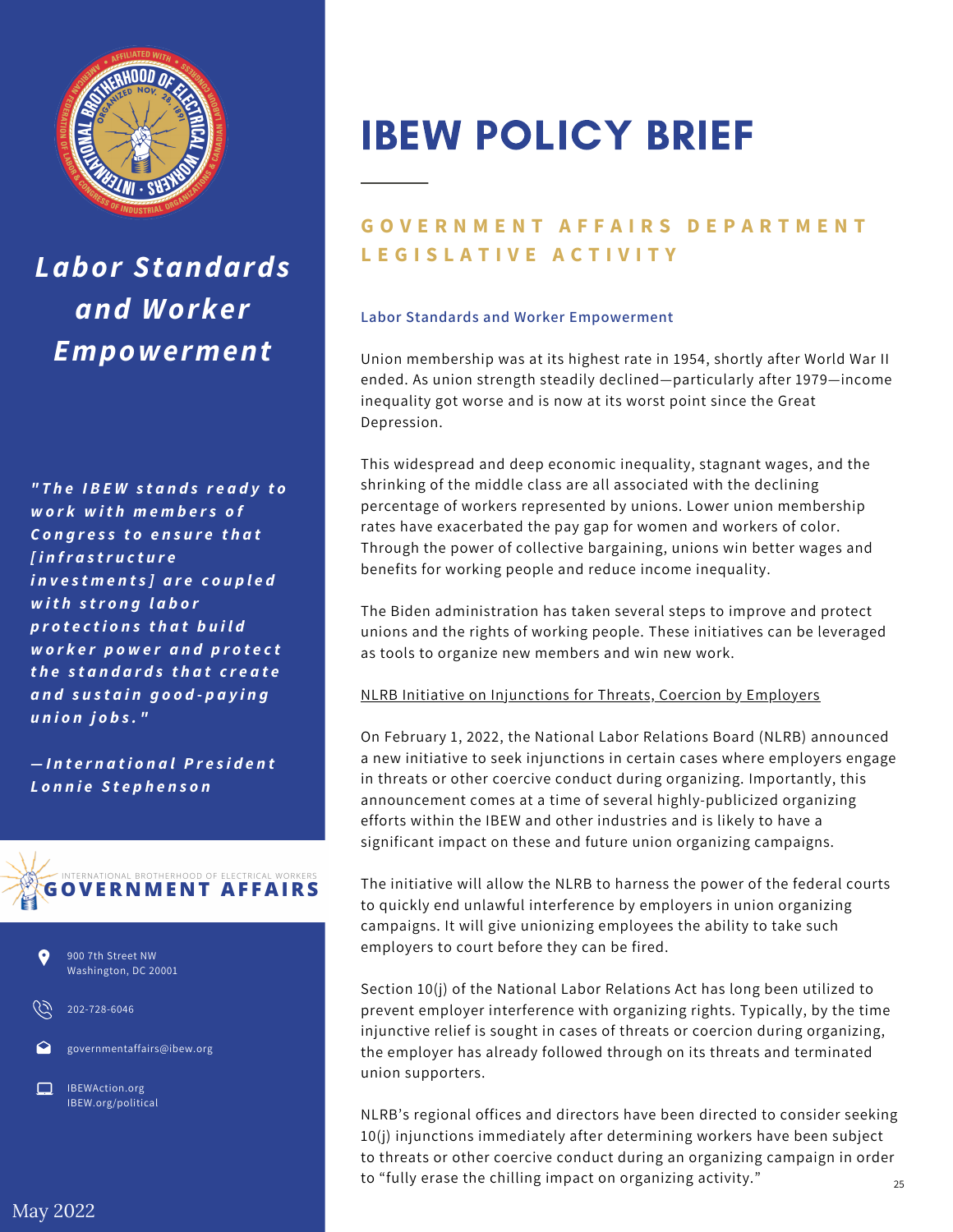# IBEW POLICY BRIEF

## GOVERNMENT AFFAIRS DEPARTMENT LEGISLATIVE ACTIVITY

### Labor Standards and Worker Empowerment

Union membership was at its highest rate in 1954, shortly after World War II ended. As union strength steadily declined—particularly after 1979—income inequality got worse and is now at its worst point since the Great Depression.

This widespread and deep economic inequality, stagnant wages, and the shrinking of the middle class are all associated with the declining percentage of workers represented by unions. Lower union membership rates have exacerbated the pay gap for women and workers of color. Through the power of collective bargaining, unions win better wages and benefits for working people and reduce income inequality.

The Biden administration has taken several steps to improve and protect unions and the rights of working people. These initiatives can be leveraged as tools to organize new members and win new work.

NLRB Initiative on Injunctions for Threats, Coercion by Employers

On February 1, 2022, the National Labor Relations Board (NLRB) announced a new initiative to seek injunctions in certain cases where employers engage in threats or other coercive conduct during organizing. Importantly, this announcement comes at a time of several highly-publicized organizing efforts within the IBEW and other industries and is likely to have a significant impact on these and future union organizing campaigns.

The initiative will allow the NLRB to harness the power of the federal courts to quickly end unlawful interference by employers in union organizing campaigns. It will give unionizing employees the ability to take such employers to court before they can be fired.

Section 10(j) of the National Labor Relations Act has long been utilized to prevent employer interference with organizing rights. Typically, by the time injunctive relief is sought in cases of threats or coercion during organizing, the employer has already followed through on its threats and terminated union supporters.

NLRB's regional offices and directors have been directed to consider seeking 10(j) injunctions immediately after determining workers have been subject to threats or other coercive conduct during an organizing campaign in order to "fully erase the chilling impact on organizing activity."

---

***Labor Standards and Worker Empowerment***

*"The IBEW stands ready to work with members of Congress to ensure that [infrastructure investments] are coupled with strong labor protections that build worker power and protect the standards that create and sustain good-paying union jobs."*

*—International President Lonnie Stephenson*

INTERNATIONAL BROTHERHOOD OF ELECTRICAL WORKERS
**GOVERNMENT AFFAIRS**

900 7th Street NW
Washington, DC 20001

202-728-6046

governmentaffairs@ibew.org

IBEWAction.org
IBEW.org/political

May 2022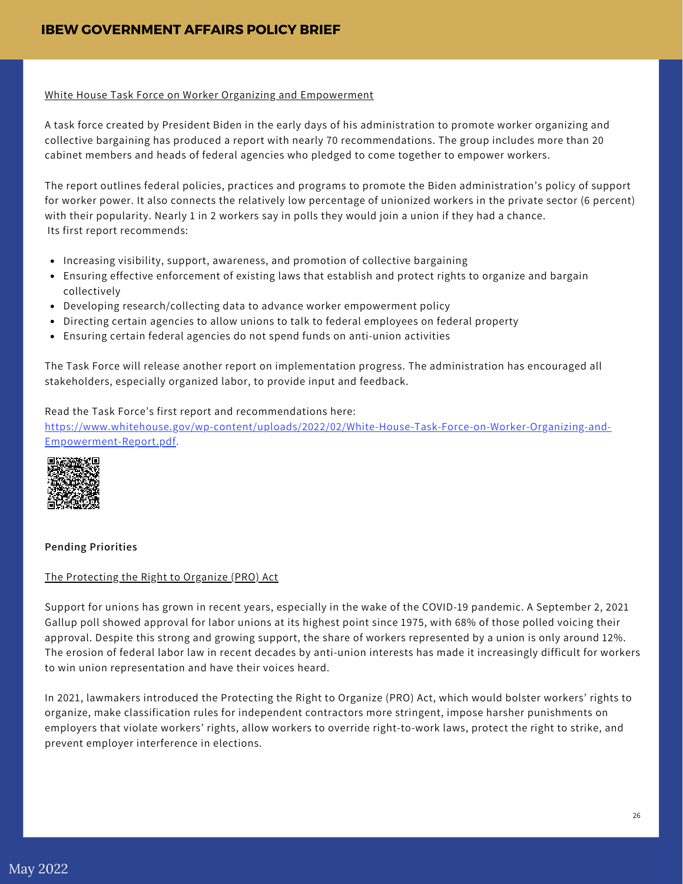White House Task Force on Worker Organizing and Empowerment

A task force created by President Biden in the early days of his administration to promote worker organizing and collective bargaining has produced a report with nearly 70 recommendations. The group includes more than 20 cabinet members and heads of federal agencies who pledged to come together to empower workers.

The report outlines federal policies, practices and programs to promote the Biden administration's policy of support for worker power. It also connects the relatively low percentage of unionized workers in the private sector (6 percent) with their popularity. Nearly 1 in 2 workers say in polls they would join a union if they had a chance.
Its first report recommends:

- Increasing visibility, support, awareness, and promotion of collective bargaining
- Ensuring effective enforcement of existing laws that establish and protect rights to organize and bargain collectively
- Developing research/collecting data to advance worker empowerment policy
- Directing certain agencies to allow unions to talk to federal employees on federal property
- Ensuring certain federal agencies do not spend funds on anti-union activities

The Task Force will release another report on implementation progress. The administration has encouraged all stakeholders, especially organized labor, to provide input and feedback.

Read the Task Force's first report and recommendations here: https://www.whitehouse.gov/wp-content/uploads/2022/02/White-House-Task-Force-on-Worker-Organizing-and-Empowerment-Report.pdf.

**Pending Priorities**

The Protecting the Right to Organize (PRO) Act

Support for unions has grown in recent years, especially in the wake of the COVID-19 pandemic. A September 2, 2021 Gallup poll showed approval for labor unions at its highest point since 1975, with 68% of those polled voicing their approval. Despite this strong and growing support, the share of workers represented by a union is only around 12%. The erosion of federal labor law in recent decades by anti-union interests has made it increasingly difficult for workers to win union representation and have their voices heard.

In 2021, lawmakers introduced the Protecting the Right to Organize (PRO) Act, which would bolster workers' rights to organize, make classification rules for independent contractors more stringent, impose harsher punishments on employers that violate workers' rights, allow workers to override right-to-work laws, protect the right to strike, and prevent employer interference in elections.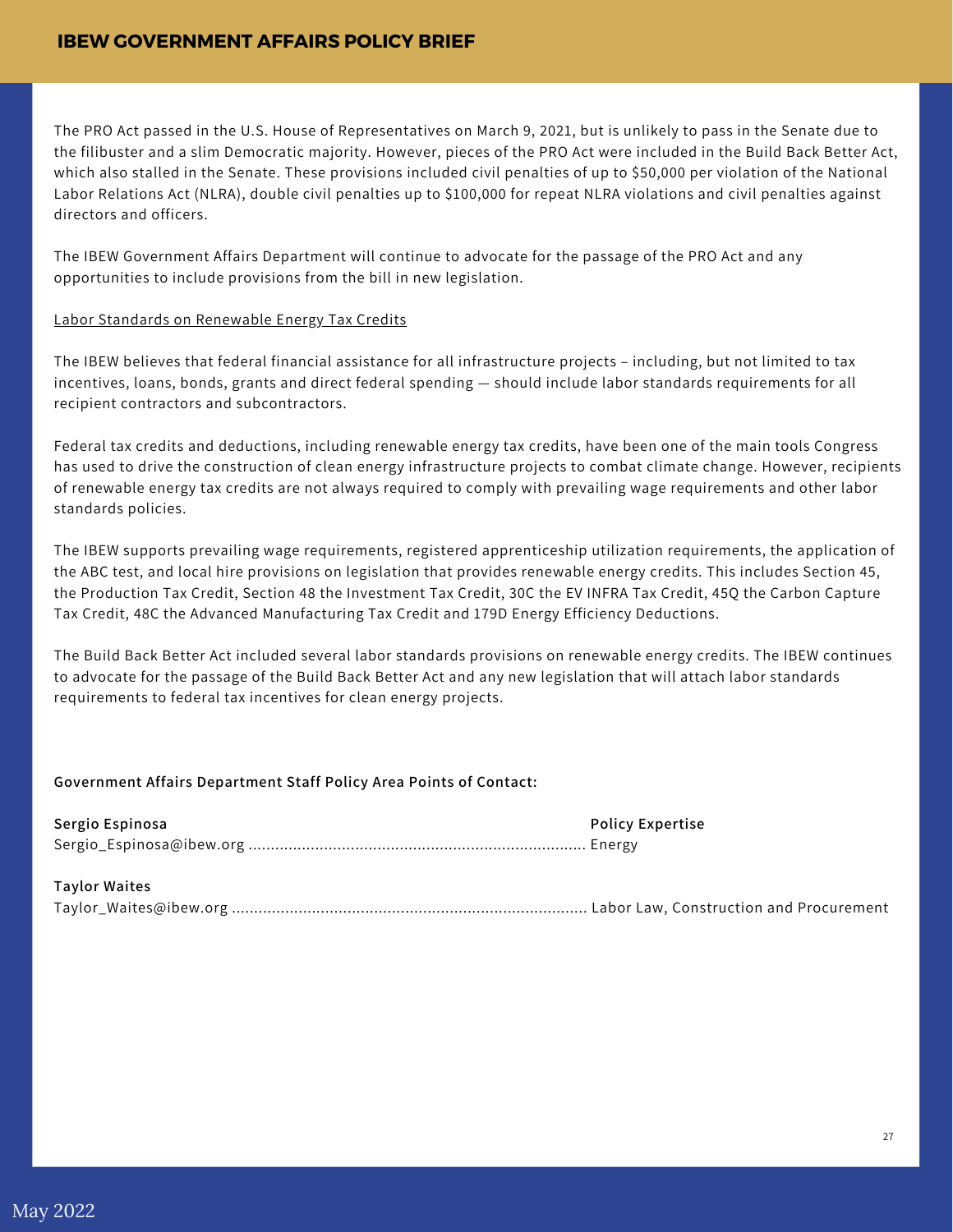The PRO Act passed in the U.S. House of Representatives on March 9, 2021, but is unlikely to pass in the Senate due to the filibuster and a slim Democratic majority. However, pieces of the PRO Act were included in the Build Back Better Act, which also stalled in the Senate. These provisions included civil penalties of up to $50,000 per violation of the National Labor Relations Act (NLRA), double civil penalties up to $100,000 for repeat NLRA violations and civil penalties against directors and officers.

The IBEW Government Affairs Department will continue to advocate for the passage of the PRO Act and any opportunities to include provisions from the bill in new legislation.

### Labor Standards on Renewable Energy Tax Credits

The IBEW believes that federal financial assistance for all infrastructure projects – including, but not limited to tax incentives, loans, bonds, grants and direct federal spending — should include labor standards requirements for all recipient contractors and subcontractors.

Federal tax credits and deductions, including renewable energy tax credits, have been one of the main tools Congress has used to drive the construction of clean energy infrastructure projects to combat climate change. However, recipients of renewable energy tax credits are not always required to comply with prevailing wage requirements and other labor standards policies.

The IBEW supports prevailing wage requirements, registered apprenticeship utilization requirements, the application of the ABC test, and local hire provisions on legislation that provides renewable energy credits. This includes Section 45, the Production Tax Credit, Section 48 the Investment Tax Credit, 30C the EV INFRA Tax Credit, 45Q the Carbon Capture Tax Credit, 48C the Advanced Manufacturing Tax Credit and 179D Energy Efficiency Deductions.

The Build Back Better Act included several labor standards provisions on renewable energy credits. The IBEW continues to advocate for the passage of the Build Back Better Act and any new legislation that will attach labor standards requirements to federal tax incentives for clean energy projects.

**Government Affairs Department Staff Policy Area Points of Contact:**

**Sergio Espinosa** — **Policy Expertise**
Sergio_Espinosa@ibew.org ........................................................................... Energy

**Taylor Waites**
Taylor_Waites@ibew.org ............................................................................... Labor Law, Construction and Procurement